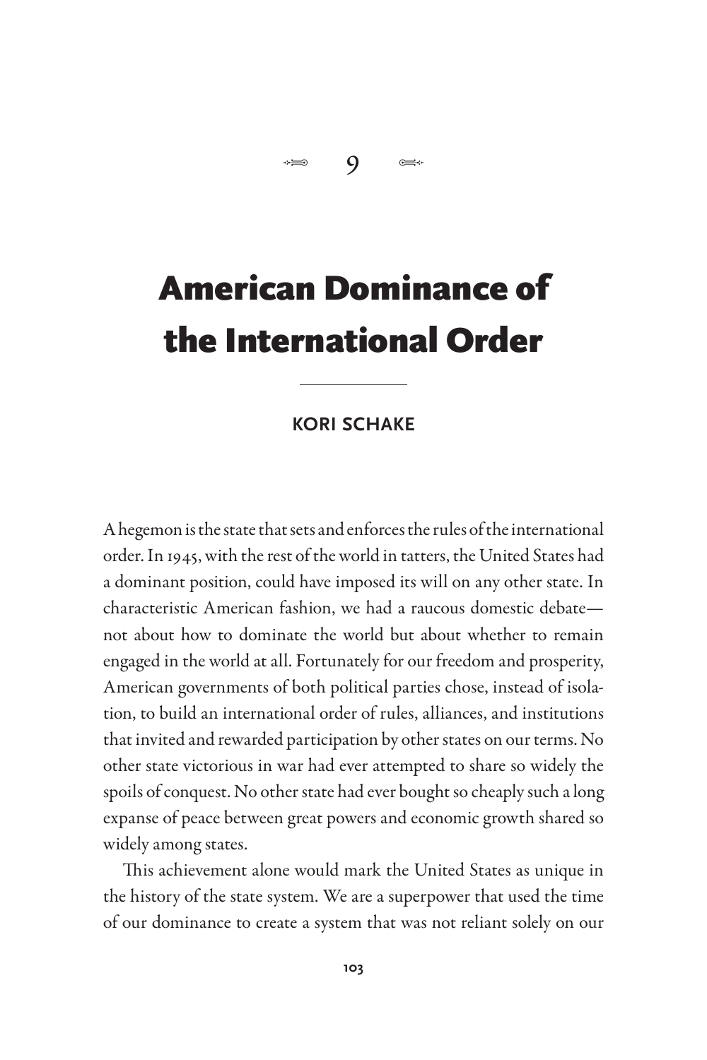9

# American Dominance of the International Order

**KORI SCHAKE**

A hegemon is the state that sets and enforces the rules of the international order. In 1945, with the rest of the world in tatters, the United States had a dominant position, could have imposed its will on any other state. In characteristic American fashion, we had a raucous domestic debate—not about how to dominate the world but about whether to remain engaged in the world at all. Fortunately for our freedom and prosperity, American governments of both political parties chose, instead of isolation, to build an international order of rules, alliances, and institutions that invited and rewarded participation by other states on our terms. No other state victorious in war had ever attempted to share so widely the spoils of conquest. No other state had ever bought so cheaply such a long expanse of peace between great powers and economic growth shared so widely among states.

This achievement alone would mark the United States as unique in the history of the state system. We are a superpower that used the time of our dominance to create a system that was not reliant solely on our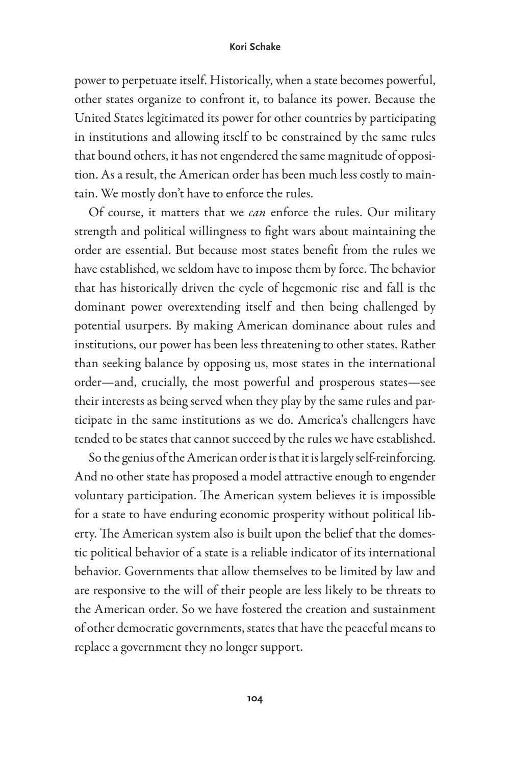power to perpetuate itself. Historically, when a state becomes powerful, other states organize to confront it, to balance its power. Because the United States legitimated its power for other countries by participating in institutions and allowing itself to be constrained by the same rules that bound others, it has not engendered the same magnitude of opposition. As a result, the American order has been much less costly to maintain. We mostly don't have to enforce the rules.

Of course, it matters that we *can* enforce the rules. Our military strength and political willingness to fight wars about maintaining the order are essential. But because most states benefit from the rules we have established, we seldom have to impose them by force. The behavior that has historically driven the cycle of hegemonic rise and fall is the dominant power overextending itself and then being challenged by potential usurpers. By making American dominance about rules and institutions, our power has been less threatening to other states. Rather than seeking balance by opposing us, most states in the international order—and, crucially, the most powerful and prosperous states—see their interests as being served when they play by the same rules and participate in the same institutions as we do. America's challengers have tended to be states that cannot succeed by the rules we have established.

So the genius of the American order is that it is largely self-reinforcing. And no other state has proposed a model attractive enough to engender voluntary participation. The American system believes it is impossible for a state to have enduring economic prosperity without political liberty. The American system also is built upon the belief that the domestic political behavior of a state is a reliable indicator of its international behavior. Governments that allow themselves to be limited by law and are responsive to the will of their people are less likely to be threats to the American order. So we have fostered the creation and sustainment of other democratic governments, states that have the peaceful means to replace a government they no longer support.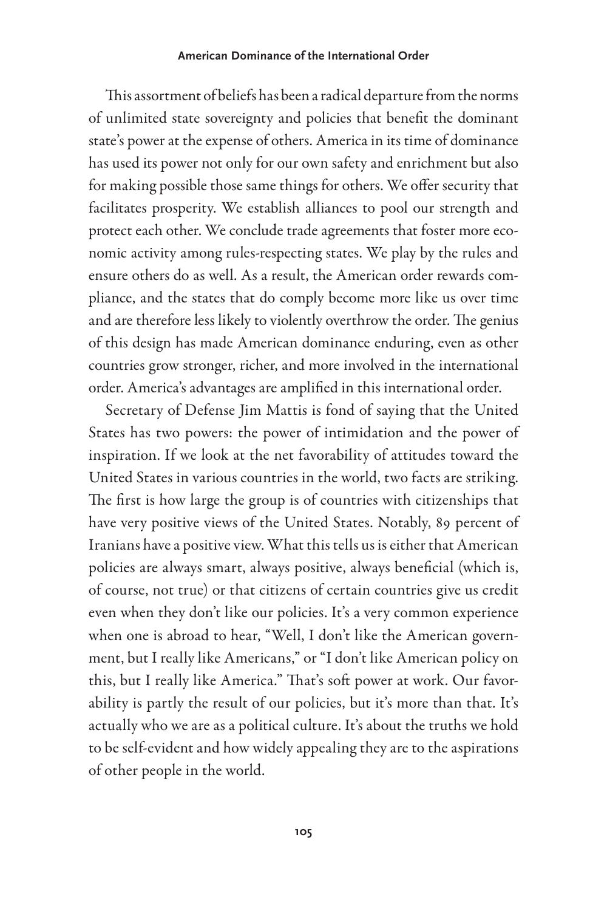This assortment of beliefs has been a radical departure from the norms of unlimited state sovereignty and policies that benefit the dominant state's power at the expense of others. America in its time of dominance has used its power not only for our own safety and enrichment but also for making possible those same things for others. We offer security that facilitates prosperity. We establish alliances to pool our strength and protect each other. We conclude trade agreements that foster more economic activity among rules-respecting states. We play by the rules and ensure others do as well. As a result, the American order rewards compliance, and the states that do comply become more like us over time and are therefore less likely to violently overthrow the order. The genius of this design has made American dominance enduring, even as other countries grow stronger, richer, and more involved in the international order. America's advantages are amplified in this international order.

Secretary of Defense Jim Mattis is fond of saying that the United States has two powers: the power of intimidation and the power of inspiration. If we look at the net favorability of attitudes toward the United States in various countries in the world, two facts are striking. The first is how large the group is of countries with citizenships that have very positive views of the United States. Notably, 89 percent of Iranians have a positive view. What this tells us is either that American policies are always smart, always positive, always beneficial (which is, of course, not true) or that citizens of certain countries give us credit even when they don't like our policies. It's a very common experience when one is abroad to hear, "Well, I don't like the American government, but I really like Americans," or "I don't like American policy on this, but I really like America." That's soft power at work. Our favorability is partly the result of our policies, but it's more than that. It's actually who we are as a political culture. It's about the truths we hold to be self-evident and how widely appealing they are to the aspirations of other people in the world.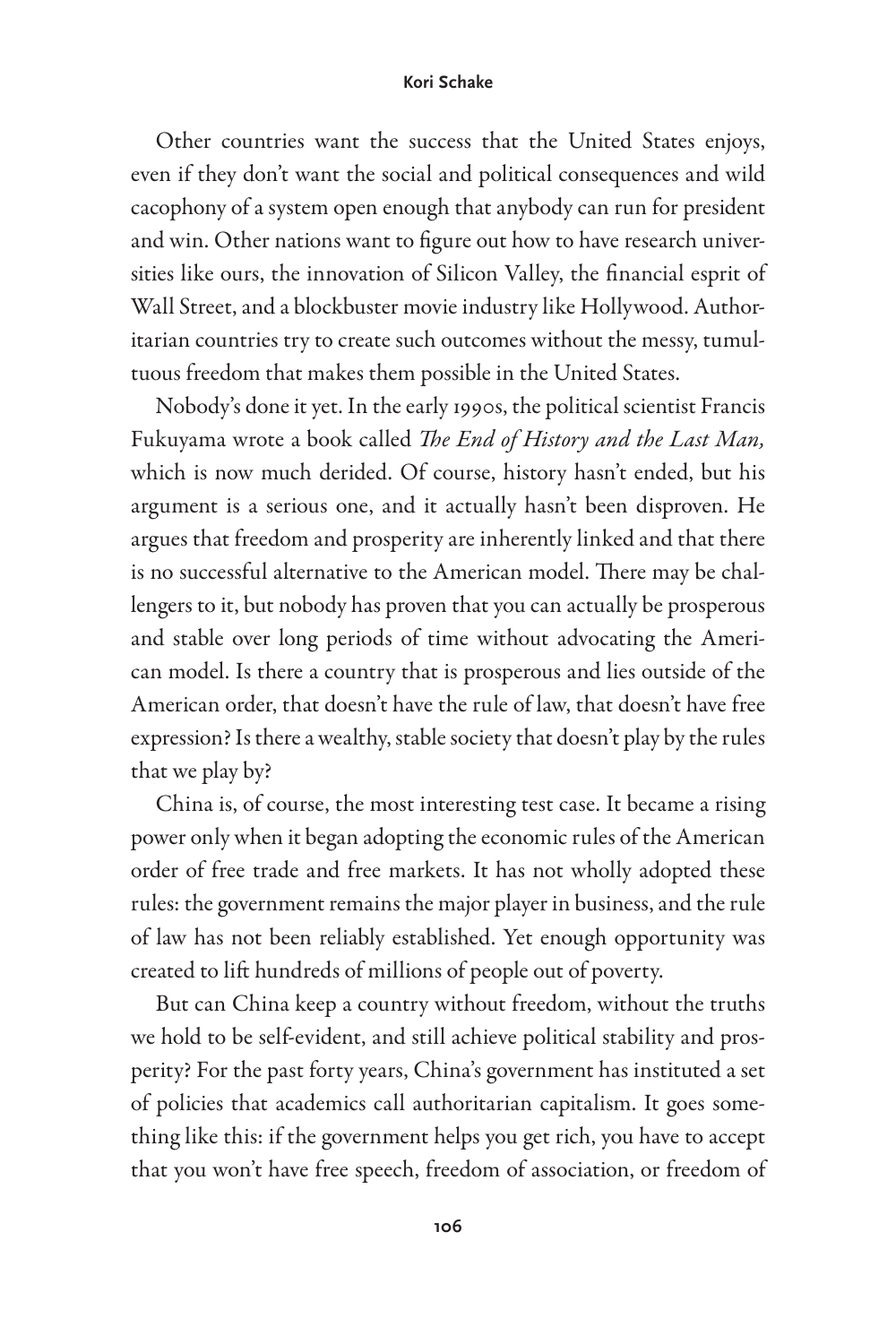Other countries want the success that the United States enjoys, even if they don't want the social and political consequences and wild cacophony of a system open enough that anybody can run for president and win. Other nations want to figure out how to have research universities like ours, the innovation of Silicon Valley, the financial esprit of Wall Street, and a blockbuster movie industry like Hollywood. Authoritarian countries try to create such outcomes without the messy, tumultuous freedom that makes them possible in the United States.

Nobody's done it yet. In the early 1990s, the political scientist Francis Fukuyama wrote a book called *The End of History and the Last Man,* which is now much derided. Of course, history hasn't ended, but his argument is a serious one, and it actually hasn't been disproven. He argues that freedom and prosperity are inherently linked and that there is no successful alternative to the American model. There may be challengers to it, but nobody has proven that you can actually be prosperous and stable over long periods of time without advocating the American model. Is there a country that is prosperous and lies outside of the American order, that doesn't have the rule of law, that doesn't have free expression? Is there a wealthy, stable society that doesn't play by the rules that we play by?

China is, of course, the most interesting test case. It became a rising power only when it began adopting the economic rules of the American order of free trade and free markets. It has not wholly adopted these rules: the government remains the major player in business, and the rule of law has not been reliably established. Yet enough opportunity was created to lift hundreds of millions of people out of poverty.

But can China keep a country without freedom, without the truths we hold to be self-evident, and still achieve political stability and prosperity? For the past forty years, China's government has instituted a set of policies that academics call authoritarian capitalism. It goes something like this: if the government helps you get rich, you have to accept that you won't have free speech, freedom of association, or freedom of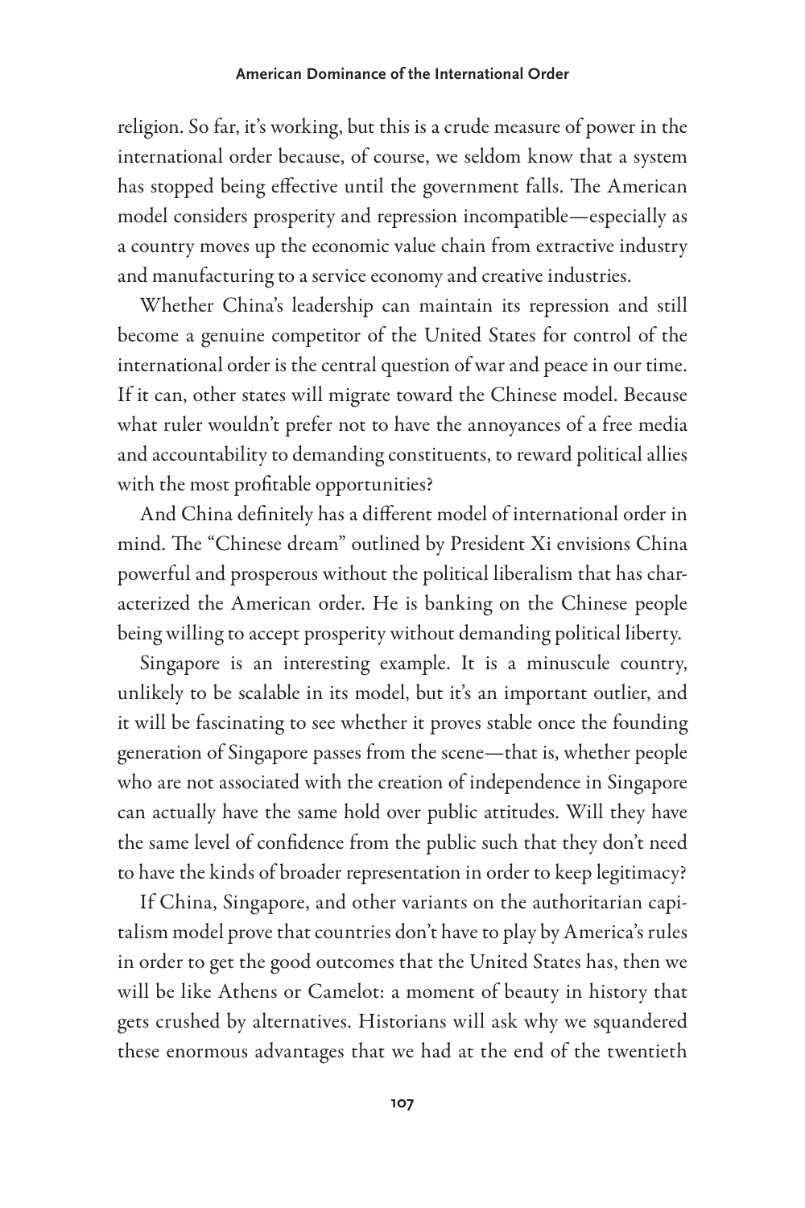religion. So far, it's working, but this is a crude measure of power in the international order because, of course, we seldom know that a system has stopped being effective until the government falls. The American model considers prosperity and repression incompatible—especially as a country moves up the economic value chain from extractive industry and manufacturing to a service economy and creative industries.

Whether China's leadership can maintain its repression and still become a genuine competitor of the United States for control of the international order is the central question of war and peace in our time. If it can, other states will migrate toward the Chinese model. Because what ruler wouldn't prefer not to have the annoyances of a free media and accountability to demanding constituents, to reward political allies with the most profitable opportunities?

And China definitely has a different model of international order in mind. The "Chinese dream" outlined by President Xi envisions China powerful and prosperous without the political liberalism that has characterized the American order. He is banking on the Chinese people being willing to accept prosperity without demanding political liberty.

Singapore is an interesting example. It is a minuscule country, unlikely to be scalable in its model, but it's an important outlier, and it will be fascinating to see whether it proves stable once the founding generation of Singapore passes from the scene—that is, whether people who are not associated with the creation of independence in Singapore can actually have the same hold over public attitudes. Will they have the same level of confidence from the public such that they don't need to have the kinds of broader representation in order to keep legitimacy?

If China, Singapore, and other variants on the authoritarian capitalism model prove that countries don't have to play by America's rules in order to get the good outcomes that the United States has, then we will be like Athens or Camelot: a moment of beauty in history that gets crushed by alternatives. Historians will ask why we squandered these enormous advantages that we had at the end of the twentieth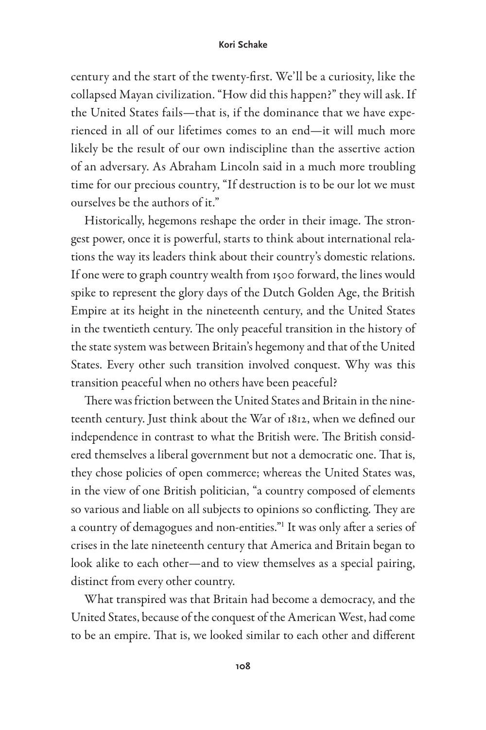century and the start of the twenty-first. We'll be a curiosity, like the collapsed Mayan civilization. "How did this happen?" they will ask. If the United States fails—that is, if the dominance that we have experienced in all of our lifetimes comes to an end—it will much more likely be the result of our own indiscipline than the assertive action of an adversary. As Abraham Lincoln said in a much more troubling time for our precious country, "If destruction is to be our lot we must ourselves be the authors of it."

Historically, hegemons reshape the order in their image. The strongest power, once it is powerful, starts to think about international relations the way its leaders think about their country's domestic relations. If one were to graph country wealth from 1500 forward, the lines would spike to represent the glory days of the Dutch Golden Age, the British Empire at its height in the nineteenth century, and the United States in the twentieth century. The only peaceful transition in the history of the state system was between Britain's hegemony and that of the United States. Every other such transition involved conquest. Why was this transition peaceful when no others have been peaceful?

There was friction between the United States and Britain in the nineteenth century. Just think about the War of 1812, when we defined our independence in contrast to what the British were. The British considered themselves a liberal government but not a democratic one. That is, they chose policies of open commerce; whereas the United States was, in the view of one British politician, "a country composed of elements so various and liable on all subjects to opinions so conflicting. They are a country of demagogues and non-entities."[1] It was only after a series of crises in the late nineteenth century that America and Britain began to look alike to each other—and to view themselves as a special pairing, distinct from every other country.

What transpired was that Britain had become a democracy, and the United States, because of the conquest of the American West, had come to be an empire. That is, we looked similar to each other and different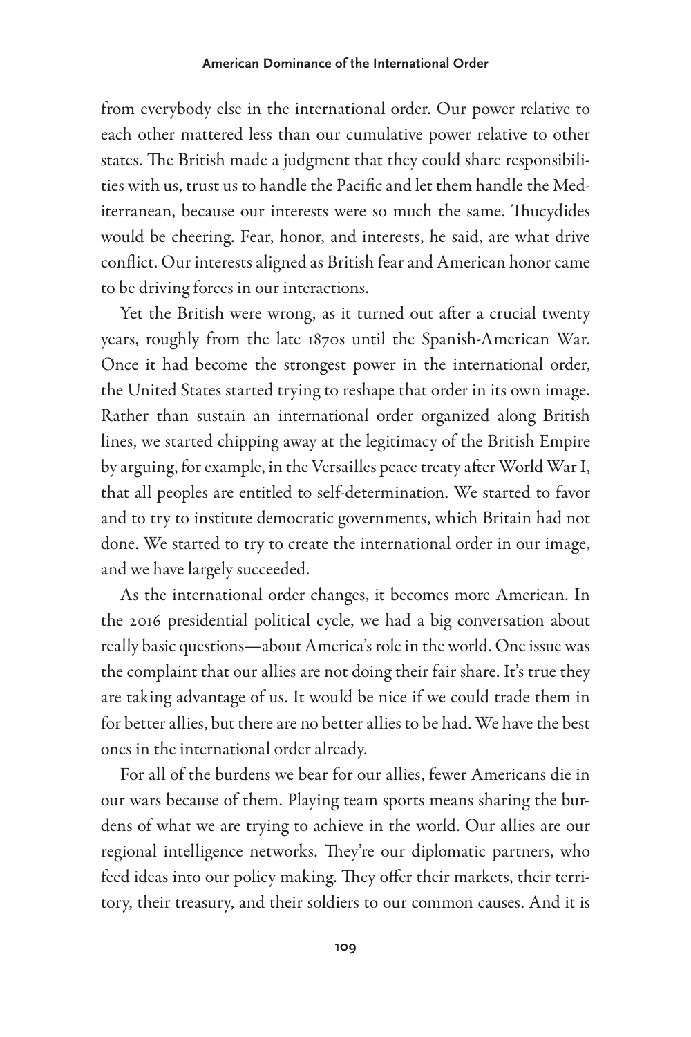from everybody else in the international order. Our power relative to each other mattered less than our cumulative power relative to other states. The British made a judgment that they could share responsibilities with us, trust us to handle the Pacific and let them handle the Mediterranean, because our interests were so much the same. Thucydides would be cheering. Fear, honor, and interests, he said, are what drive conflict. Our interests aligned as British fear and American honor came to be driving forces in our interactions.

Yet the British were wrong, as it turned out after a crucial twenty years, roughly from the late 1870s until the Spanish-American War. Once it had become the strongest power in the international order, the United States started trying to reshape that order in its own image. Rather than sustain an international order organized along British lines, we started chipping away at the legitimacy of the British Empire by arguing, for example, in the Versailles peace treaty after World War I, that all peoples are entitled to self-determination. We started to favor and to try to institute democratic governments, which Britain had not done. We started to try to create the international order in our image, and we have largely succeeded.

As the international order changes, it becomes more American. In the 2016 presidential political cycle, we had a big conversation about really basic questions—about America's role in the world. One issue was the complaint that our allies are not doing their fair share. It's true they are taking advantage of us. It would be nice if we could trade them in for better allies, but there are no better allies to be had. We have the best ones in the international order already.

For all of the burdens we bear for our allies, fewer Americans die in our wars because of them. Playing team sports means sharing the burdens of what we are trying to achieve in the world. Our allies are our regional intelligence networks. They're our diplomatic partners, who feed ideas into our policy making. They offer their markets, their territory, their treasury, and their soldiers to our common causes. And it is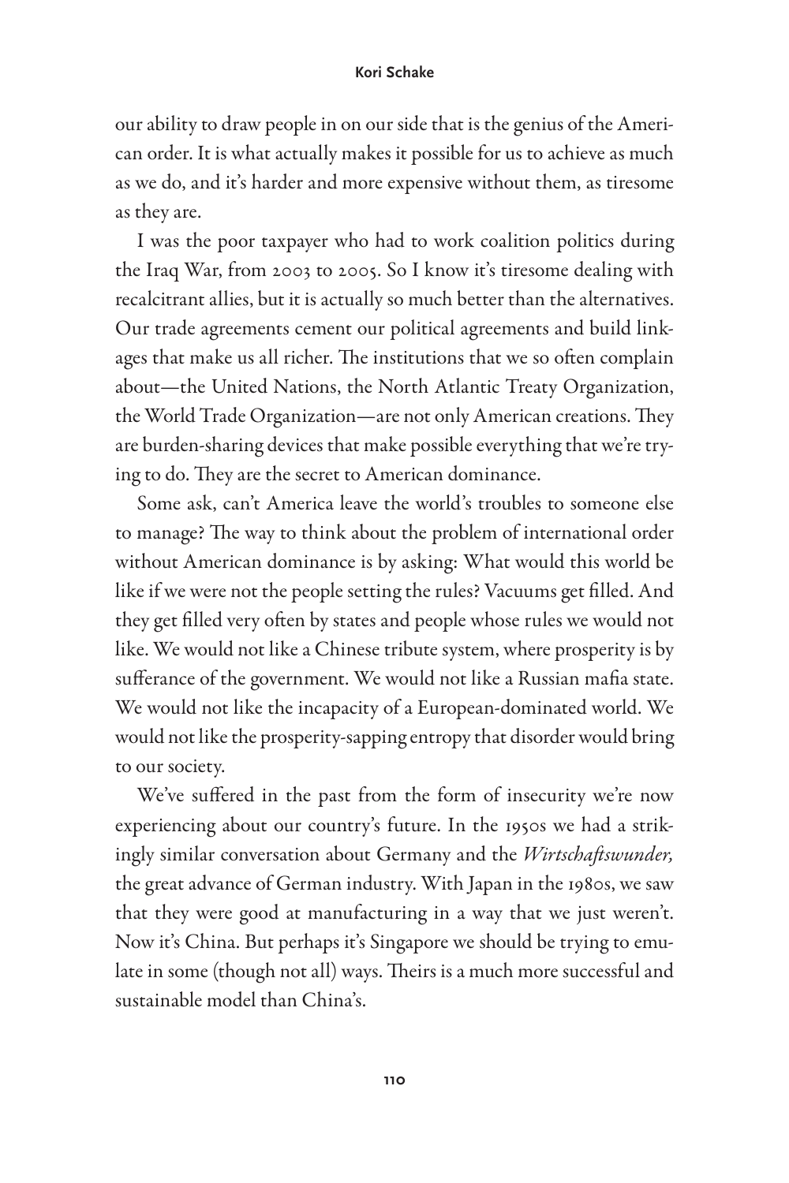our ability to draw people in on our side that is the genius of the American order. It is what actually makes it possible for us to achieve as much as we do, and it's harder and more expensive without them, as tiresome as they are.

I was the poor taxpayer who had to work coalition politics during the Iraq War, from 2003 to 2005. So I know it's tiresome dealing with recalcitrant allies, but it is actually so much better than the alternatives. Our trade agreements cement our political agreements and build linkages that make us all richer. The institutions that we so often complain about—the United Nations, the North Atlantic Treaty Organization, the World Trade Organization—are not only American creations. They are burden-sharing devices that make possible everything that we're trying to do. They are the secret to American dominance.

Some ask, can't America leave the world's troubles to someone else to manage? The way to think about the problem of international order without American dominance is by asking: What would this world be like if we were not the people setting the rules? Vacuums get filled. And they get filled very often by states and people whose rules we would not like. We would not like a Chinese tribute system, where prosperity is by sufferance of the government. We would not like a Russian mafia state. We would not like the incapacity of a European-dominated world. We would not like the prosperity-sapping entropy that disorder would bring to our society.

We've suffered in the past from the form of insecurity we're now experiencing about our country's future. In the 1950s we had a strikingly similar conversation about Germany and the *Wirtschaftswunder,* the great advance of German industry. With Japan in the 1980s, we saw that they were good at manufacturing in a way that we just weren't. Now it's China. But perhaps it's Singapore we should be trying to emulate in some (though not all) ways. Theirs is a much more successful and sustainable model than China's.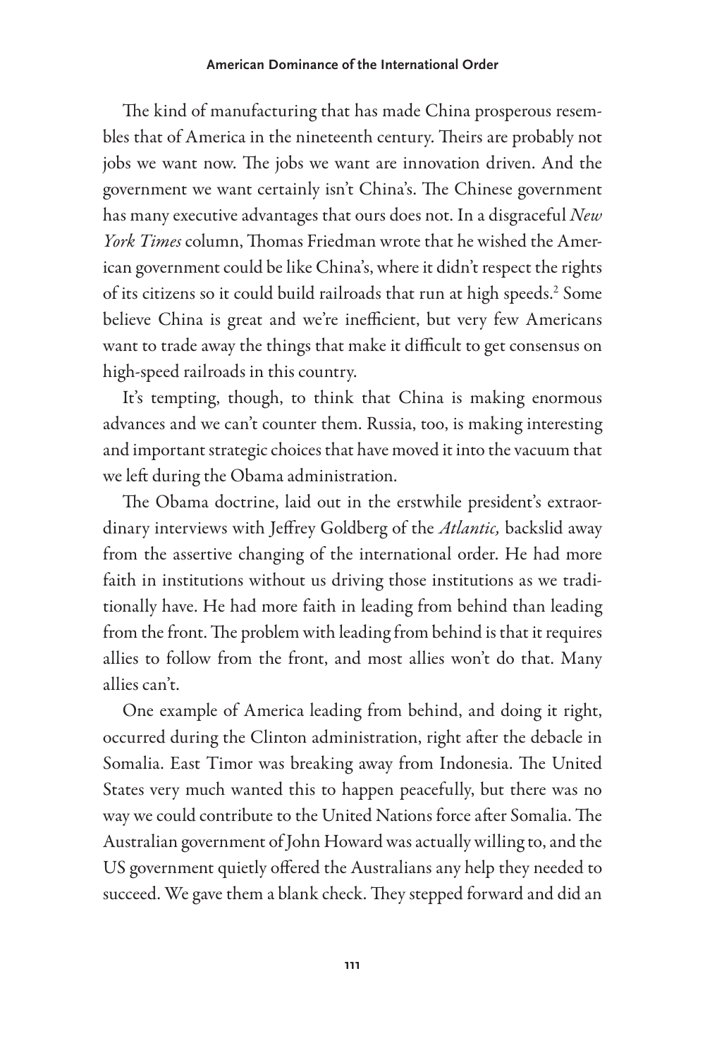The kind of manufacturing that has made China prosperous resembles that of America in the nineteenth century. Theirs are probably not jobs we want now. The jobs we want are innovation driven. And the government we want certainly isn't China's. The Chinese government has many executive advantages that ours does not. In a disgraceful *New York Times* column, Thomas Friedman wrote that he wished the American government could be like China's, where it didn't respect the rights of its citizens so it could build railroads that run at high speeds.[2] Some believe China is great and we're inefficient, but very few Americans want to trade away the things that make it difficult to get consensus on high-speed railroads in this country.

It's tempting, though, to think that China is making enormous advances and we can't counter them. Russia, too, is making interesting and important strategic choices that have moved it into the vacuum that we left during the Obama administration.

The Obama doctrine, laid out in the erstwhile president's extraordinary interviews with Jeffrey Goldberg of the *Atlantic,* backslid away from the assertive changing of the international order. He had more faith in institutions without us driving those institutions as we traditionally have. He had more faith in leading from behind than leading from the front. The problem with leading from behind is that it requires allies to follow from the front, and most allies won't do that. Many allies can't.

One example of America leading from behind, and doing it right, occurred during the Clinton administration, right after the debacle in Somalia. East Timor was breaking away from Indonesia. The United States very much wanted this to happen peacefully, but there was no way we could contribute to the United Nations force after Somalia. The Australian government of John Howard was actually willing to, and the US government quietly offered the Australians any help they needed to succeed. We gave them a blank check. They stepped forward and did an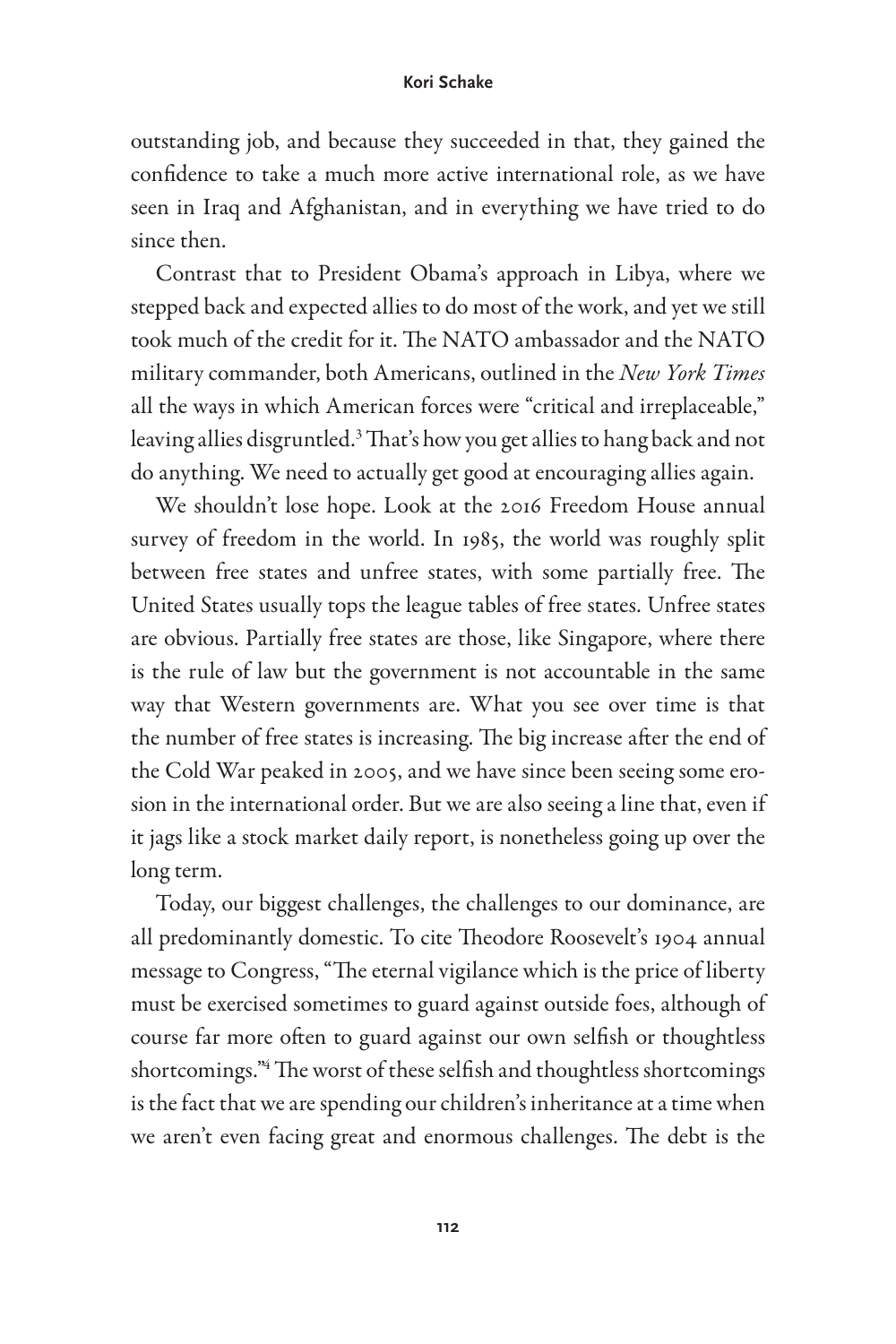outstanding job, and because they succeeded in that, they gained the confidence to take a much more active international role, as we have seen in Iraq and Afghanistan, and in everything we have tried to do since then.

Contrast that to President Obama's approach in Libya, where we stepped back and expected allies to do most of the work, and yet we still took much of the credit for it. The NATO ambassador and the NATO military commander, both Americans, outlined in the *New York Times* all the ways in which American forces were "critical and irreplaceable," leaving allies disgruntled.[3] That's how you get allies to hang back and not do anything. We need to actually get good at encouraging allies again.

We shouldn't lose hope. Look at the 2016 Freedom House annual survey of freedom in the world. In 1985, the world was roughly split between free states and unfree states, with some partially free. The United States usually tops the league tables of free states. Unfree states are obvious. Partially free states are those, like Singapore, where there is the rule of law but the government is not accountable in the same way that Western governments are. What you see over time is that the number of free states is increasing. The big increase after the end of the Cold War peaked in 2005, and we have since been seeing some erosion in the international order. But we are also seeing a line that, even if it jags like a stock market daily report, is nonetheless going up over the long term.

Today, our biggest challenges, the challenges to our dominance, are all predominantly domestic. To cite Theodore Roosevelt's 1904 annual message to Congress, "The eternal vigilance which is the price of liberty must be exercised sometimes to guard against outside foes, although of course far more often to guard against our own selfish or thoughtless shortcomings."[4] The worst of these selfish and thoughtless shortcomings is the fact that we are spending our children's inheritance at a time when we aren't even facing great and enormous challenges. The debt is the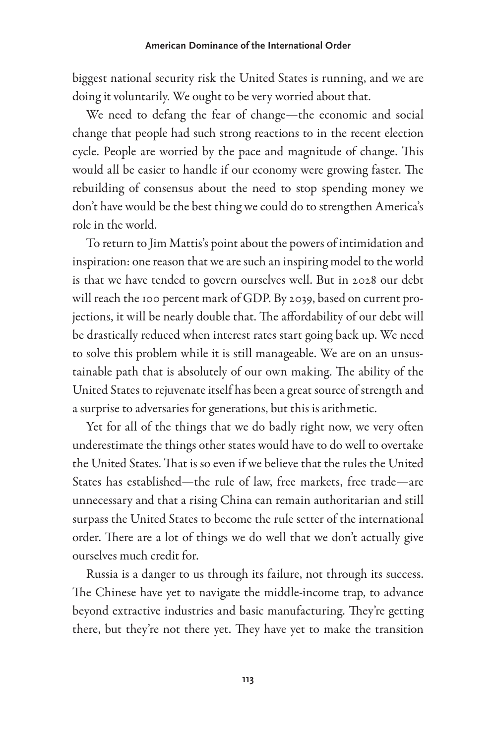biggest national security risk the United States is running, and we are doing it voluntarily. We ought to be very worried about that.

We need to defang the fear of change—the economic and social change that people had such strong reactions to in the recent election cycle. People are worried by the pace and magnitude of change. This would all be easier to handle if our economy were growing faster. The rebuilding of consensus about the need to stop spending money we don't have would be the best thing we could do to strengthen America's role in the world.

To return to Jim Mattis's point about the powers of intimidation and inspiration: one reason that we are such an inspiring model to the world is that we have tended to govern ourselves well. But in 2028 our debt will reach the 100 percent mark of GDP. By 2039, based on current projections, it will be nearly double that. The affordability of our debt will be drastically reduced when interest rates start going back up. We need to solve this problem while it is still manageable. We are on an unsustainable path that is absolutely of our own making. The ability of the United States to rejuvenate itself has been a great source of strength and a surprise to adversaries for generations, but this is arithmetic.

Yet for all of the things that we do badly right now, we very often underestimate the things other states would have to do well to overtake the United States. That is so even if we believe that the rules the United States has established—the rule of law, free markets, free trade—are unnecessary and that a rising China can remain authoritarian and still surpass the United States to become the rule setter of the international order. There are a lot of things we do well that we don't actually give ourselves much credit for.

Russia is a danger to us through its failure, not through its success. The Chinese have yet to navigate the middle-income trap, to advance beyond extractive industries and basic manufacturing. They're getting there, but they're not there yet. They have yet to make the transition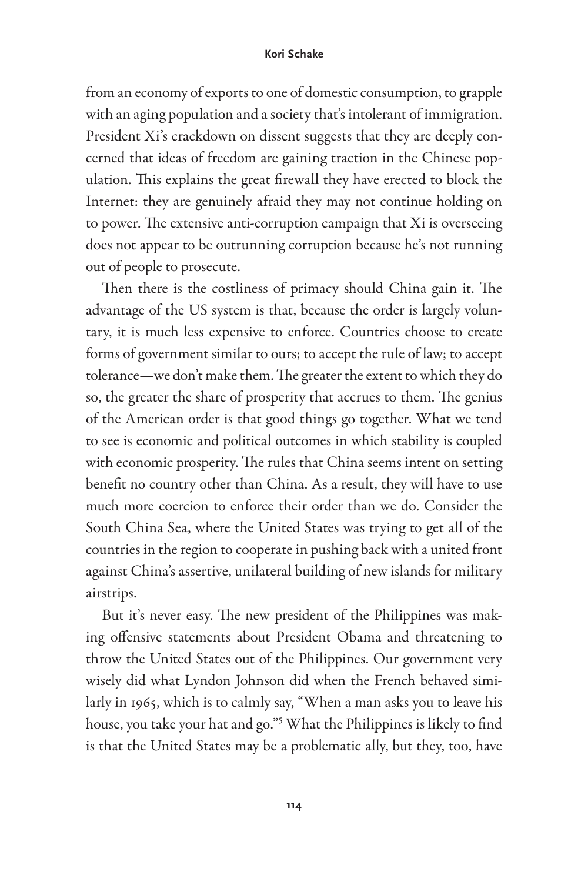from an economy of exports to one of domestic consumption, to grapple with an aging population and a society that's intolerant of immigration. President Xi's crackdown on dissent suggests that they are deeply concerned that ideas of freedom are gaining traction in the Chinese population. This explains the great firewall they have erected to block the Internet: they are genuinely afraid they may not continue holding on to power. The extensive anti-corruption campaign that Xi is overseeing does not appear to be outrunning corruption because he's not running out of people to prosecute.

Then there is the costliness of primacy should China gain it. The advantage of the US system is that, because the order is largely voluntary, it is much less expensive to enforce. Countries choose to create forms of government similar to ours; to accept the rule of law; to accept tolerance—we don't make them. The greater the extent to which they do so, the greater the share of prosperity that accrues to them. The genius of the American order is that good things go together. What we tend to see is economic and political outcomes in which stability is coupled with economic prosperity. The rules that China seems intent on setting benefit no country other than China. As a result, they will have to use much more coercion to enforce their order than we do. Consider the South China Sea, where the United States was trying to get all of the countries in the region to cooperate in pushing back with a united front against China's assertive, unilateral building of new islands for military airstrips.

But it's never easy. The new president of the Philippines was making offensive statements about President Obama and threatening to throw the United States out of the Philippines. Our government very wisely did what Lyndon Johnson did when the French behaved similarly in 1965, which is to calmly say, "When a man asks you to leave his house, you take your hat and go."[5] What the Philippines is likely to find is that the United States may be a problematic ally, but they, too, have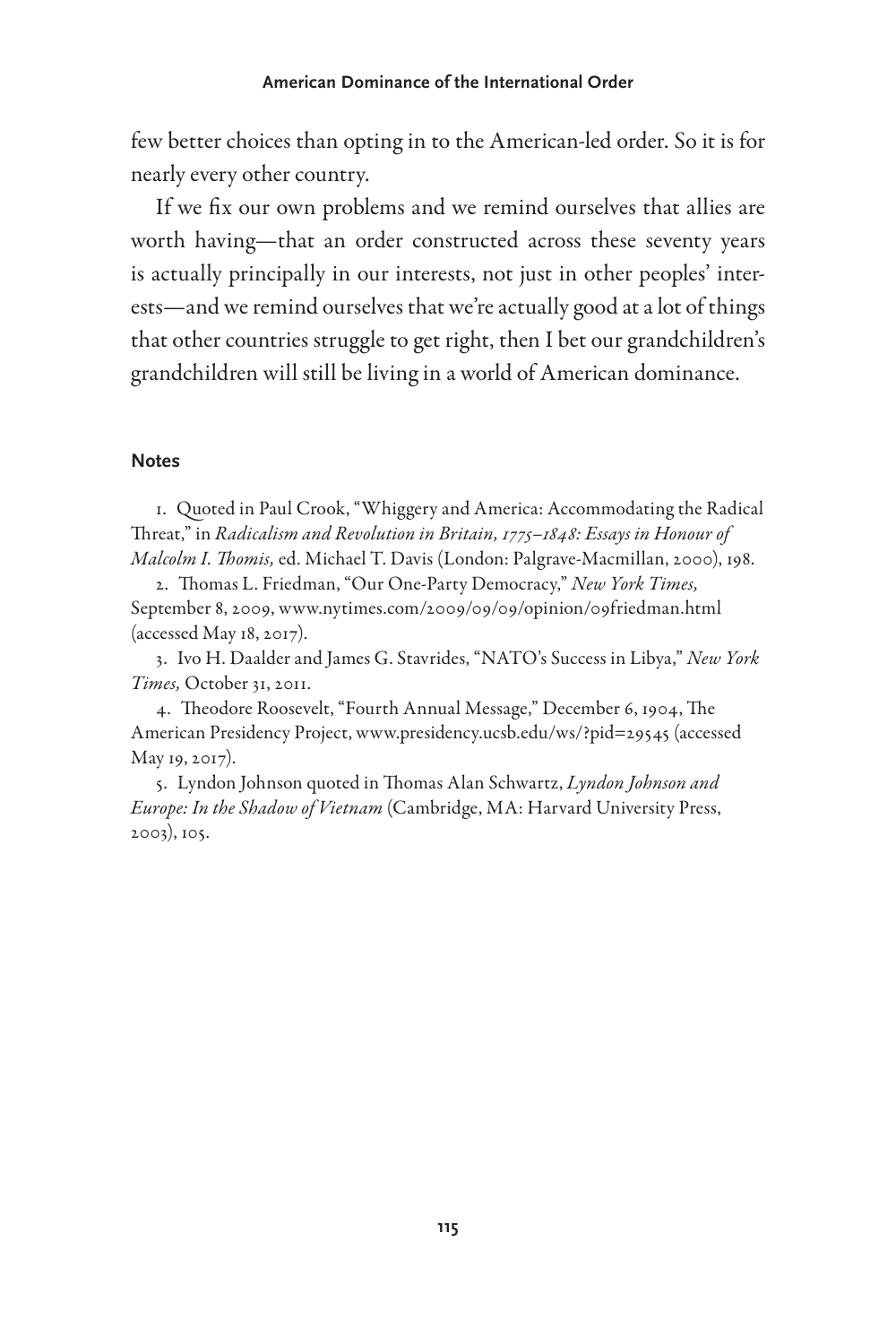few better choices than opting in to the American-led order. So it is for nearly every other country.

If we fix our own problems and we remind ourselves that allies are worth having—that an order constructed across these seventy years is actually principally in our interests, not just in other peoples' interests—and we remind ourselves that we're actually good at a lot of things that other countries struggle to get right, then I bet our grandchildren's grandchildren will still be living in a world of American dominance.

### Notes

1. Quoted in Paul Crook, "Whiggery and America: Accommodating the Radical Threat," in *Radicalism and Revolution in Britain, 1775–1848: Essays in Honour of Malcolm I. Thomis,* ed. Michael T. Davis (London: Palgrave-Macmillan, 2000), 198.

2. Thomas L. Friedman, "Our One-Party Democracy," *New York Times,* September 8, 2009, www.nytimes.com/2009/09/09/opinion/09friedman.html (accessed May 18, 2017).

3. Ivo H. Daalder and James G. Stavrides, "NATO's Success in Libya," *New York Times,* October 31, 2011.

4. Theodore Roosevelt, "Fourth Annual Message," December 6, 1904, The American Presidency Project, www.presidency.ucsb.edu/ws/?pid=29545 (accessed May 19, 2017).

5. Lyndon Johnson quoted in Thomas Alan Schwartz, *Lyndon Johnson and Europe: In the Shadow of Vietnam* (Cambridge, MA: Harvard University Press, 2003), 105.